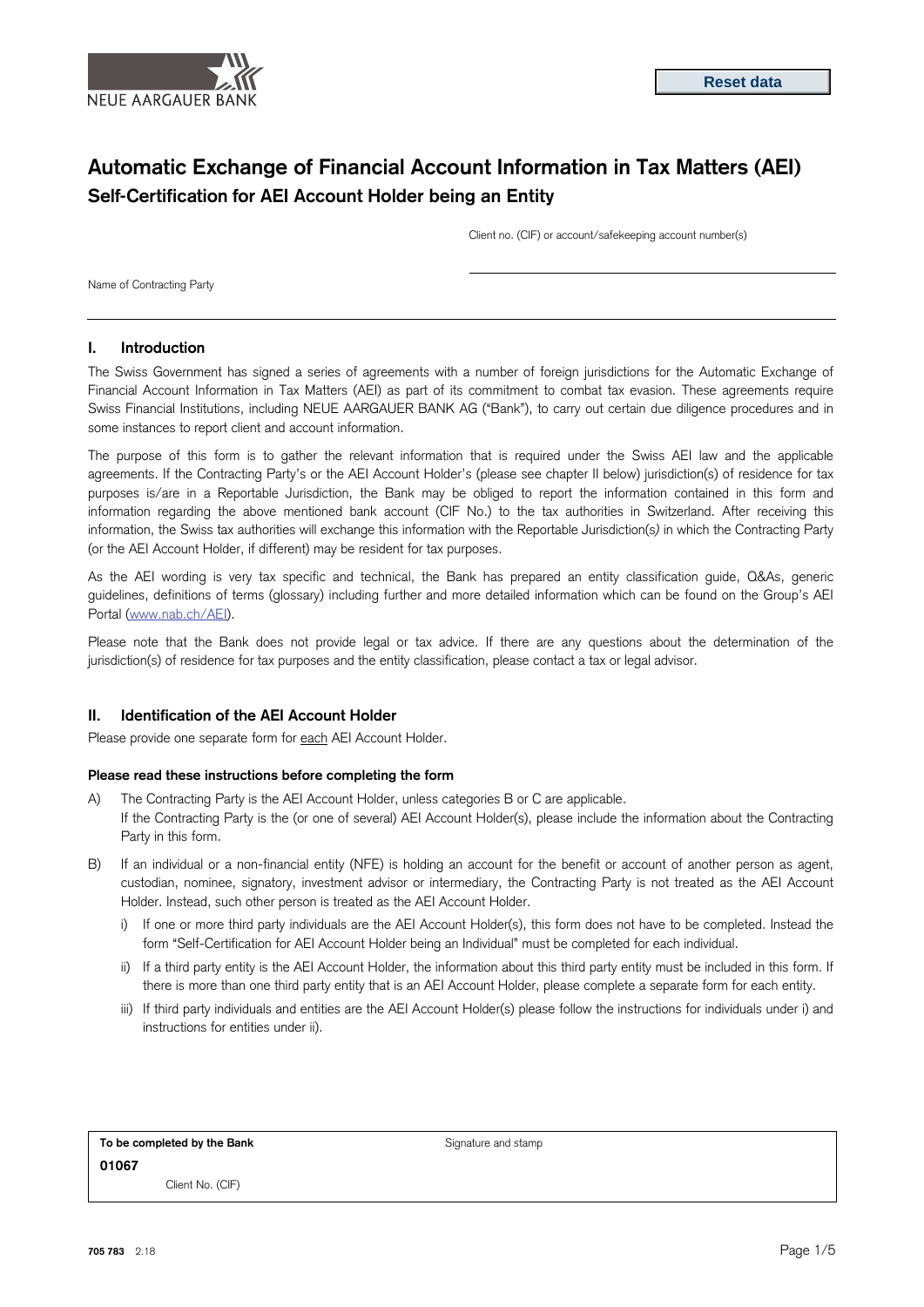NEUE AARGAUER BANK

Reset data

# Automatic Exchange of Financial Account Information in Tax Matters (AEI)

## Self-Certification for AEI Account Holder being an Entity

Client no. (CIF) or account/safekeeping account number(s)

Name of Contracting Party

### I. Introduction

The Swiss Government has signed a series of agreements with a number of foreign jurisdictions for the Automatic Exchange of Financial Account Information in Tax Matters (AEI) as part of its commitment to combat tax evasion. These agreements require Swiss Financial Institutions, including NEUE AARGAUER BANK AG ("Bank"), to carry out certain due diligence procedures and in some instances to report client and account information.

The purpose of this form is to gather the relevant information that is required under the Swiss AEI law and the applicable agreements. If the Contracting Party's or the AEI Account Holder's (please see chapter II below) jurisdiction(s) of residence for tax purposes is/are in a Reportable Jurisdiction, the Bank may be obliged to report the information contained in this form and information regarding the above mentioned bank account (CIF No.) to the tax authorities in Switzerland. After receiving this information, the Swiss tax authorities will exchange this information with the Reportable Jurisdiction(s) in which the Contracting Party (or the AEI Account Holder, if different) may be resident for tax purposes.

As the AEI wording is very tax specific and technical, the Bank has prepared an entity classification guide, Q&As, generic guidelines, definitions of terms (glossary) including further and more detailed information which can be found on the Group's AEI Portal (www.nab.ch/AEI).

Please note that the Bank does not provide legal or tax advice. If there are any questions about the determination of the jurisdiction(s) of residence for tax purposes and the entity classification, please contact a tax or legal advisor.

### II. Identification of the AEI Account Holder

Please provide one separate form for each AEI Account Holder.

**Please read these instructions before completing the form**

A) The Contracting Party is the AEI Account Holder, unless categories B or C are applicable.
If the Contracting Party is the (or one of several) AEI Account Holder(s), please include the information about the Contracting Party in this form.

B) If an individual or a non-financial entity (NFE) is holding an account for the benefit or account of another person as agent, custodian, nominee, signatory, investment advisor or intermediary, the Contracting Party is not treated as the AEI Account Holder. Instead, such other person is treated as the AEI Account Holder.

   i) If one or more third party individuals are the AEI Account Holder(s), this form does not have to be completed. Instead the form "Self-Certification for AEI Account Holder being an Individual" must be completed for each individual.

   ii) If a third party entity is the AEI Account Holder, the information about this third party entity must be included in this form. If there is more than one third party entity that is an AEI Account Holder, please complete a separate form for each entity.

   iii) If third party individuals and entities are the AEI Account Holder(s) please follow the instructions for individuals under i) and instructions for entities under ii).

| To be completed by the Bank | Signature and stamp |
|---|---|
| 01067 | |
| Client No. (CIF) | |

705 783 2.18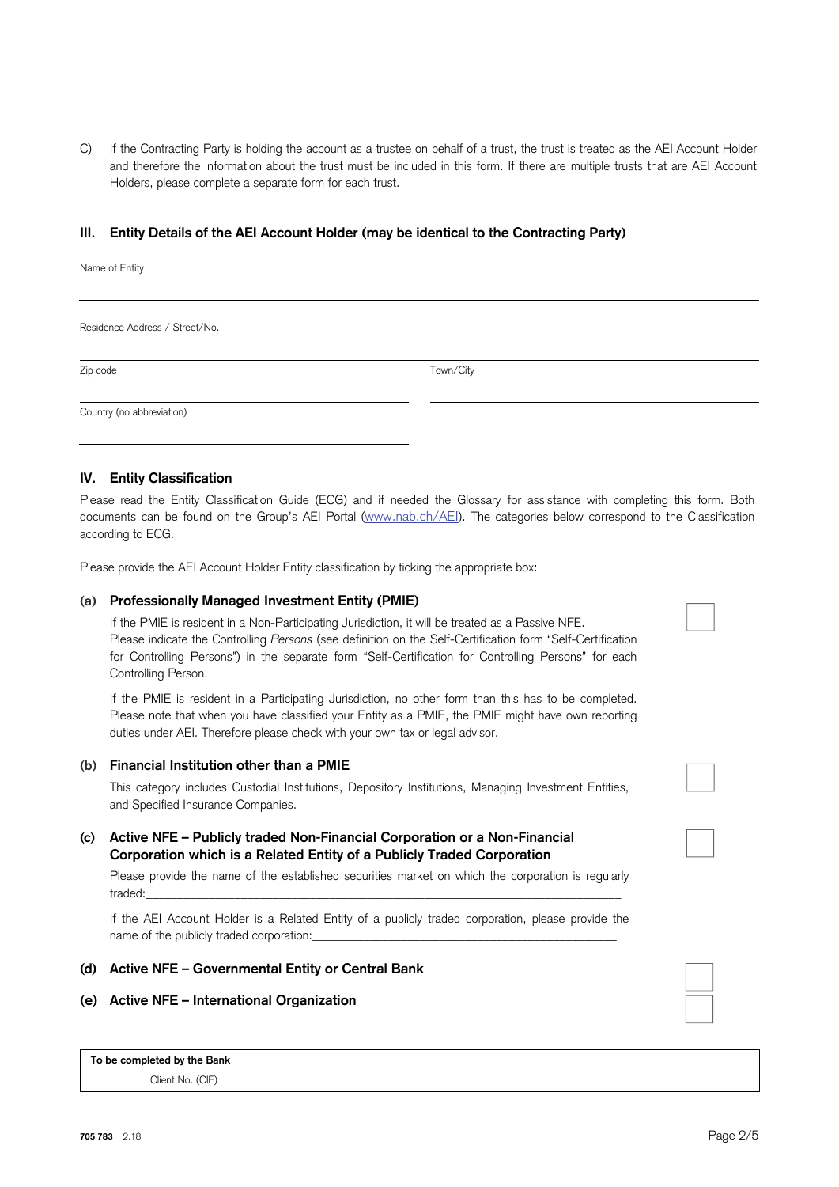C) If the Contracting Party is holding the account as a trustee on behalf of a trust, the trust is treated as the AEI Account Holder and therefore the information about the trust must be included in this form. If there are multiple trusts that are AEI Account Holders, please complete a separate form for each trust.

## III. Entity Details of the AEI Account Holder (may be identical to the Contracting Party)

Name of Entity

_______________________________________________

Residence Address / Street/No.

_______________________________________________

Zip code _______________________ Town/City _______________________

Country (no abbreviation)

_______________________

## IV. Entity Classification

Please read the Entity Classification Guide (ECG) and if needed the Glossary for assistance with completing this form. Both documents can be found on the Group's AEI Portal (www.nab.ch/AEI). The categories below correspond to the Classification according to ECG.

Please provide the AEI Account Holder Entity classification by ticking the appropriate box:

### (a) Professionally Managed Investment Entity (PMIE) ☐

If the PMIE is resident in a Non-Participating Jurisdiction, it will be treated as a Passive NFE.
Please indicate the Controlling *Persons* (see definition on the Self-Certification form "Self-Certification for Controlling Persons") in the separate form "Self-Certification for Controlling Persons" for each Controlling Person.

If the PMIE is resident in a Participating Jurisdiction, no other form than this has to be completed. Please note that when you have classified your Entity as a PMIE, the PMIE might have own reporting duties under AEI. Therefore please check with your own tax or legal advisor.

### (b) Financial Institution other than a PMIE ☐

This category includes Custodial Institutions, Depository Institutions, Managing Investment Entities, and Specified Insurance Companies.

### (c) Active NFE – Publicly traded Non-Financial Corporation or a Non-Financial Corporation which is a Related Entity of a Publicly Traded Corporation ☐

Please provide the name of the established securities market on which the corporation is regularly traded:_______________________________________________

If the AEI Account Holder is a Related Entity of a publicly traded corporation, please provide the name of the publicly traded corporation:_______________________________________________

### (d) Active NFE – Governmental Entity or Central Bank ☐

### (e) Active NFE – International Organization ☐

| To be completed by the Bank |
|---|
| Client No. (CIF) |

705 783 2.18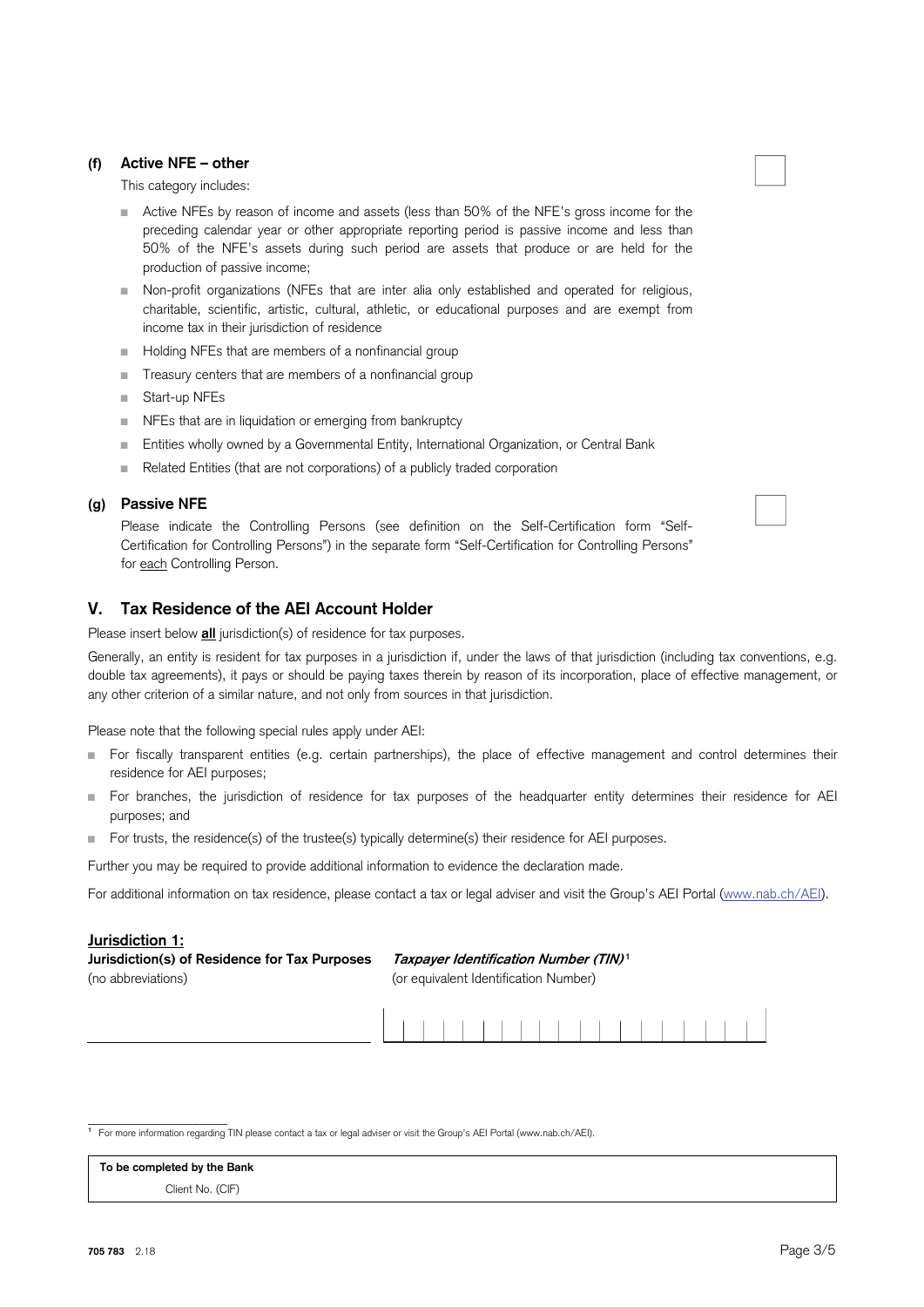**(f) Active NFE – other** ☐

This category includes:

- Active NFEs by reason of income and assets (less than 50% of the NFE's gross income for the preceding calendar year or other appropriate reporting period is passive income and less than 50% of the NFE's assets during such period are assets that produce or are held for the production of passive income;
- Non-profit organizations (NFEs that are inter alia only established and operated for religious, charitable, scientific, artistic, cultural, athletic, or educational purposes and are exempt from income tax in their jurisdiction of residence
- Holding NFEs that are members of a nonfinancial group
- Treasury centers that are members of a nonfinancial group
- Start-up NFEs
- NFEs that are in liquidation or emerging from bankruptcy
- Entities wholly owned by a Governmental Entity, International Organization, or Central Bank
- Related Entities (that are not corporations) of a publicly traded corporation

**(g) Passive NFE** ☐

Please indicate the Controlling Persons (see definition on the Self-Certification form "Self-Certification for Controlling Persons") in the separate form "Self-Certification for Controlling Persons" for each Controlling Person.

## V. Tax Residence of the AEI Account Holder

Please insert below **all** jurisdiction(s) of residence for tax purposes.

Generally, an entity is resident for tax purposes in a jurisdiction if, under the laws of that jurisdiction (including tax conventions, e.g. double tax agreements), it pays or should be paying taxes therein by reason of its incorporation, place of effective management, or any other criterion of a similar nature, and not only from sources in that jurisdiction.

Please note that the following special rules apply under AEI:

- For fiscally transparent entities (e.g. certain partnerships), the place of effective management and control determines their residence for AEI purposes;
- For branches, the jurisdiction of residence for tax purposes of the headquarter entity determines their residence for AEI purposes; and
- For trusts, the residence(s) of the trustee(s) typically determine(s) their residence for AEI purposes.

Further you may be required to provide additional information to evidence the declaration made.

For additional information on tax residence, please contact a tax or legal adviser and visit the Group's AEI Portal (www.nab.ch/AEI).

**Jurisdiction 1:**

| **Jurisdiction(s) of Residence for Tax Purposes** (no abbreviations) | ***Taxpayer Identification Number (TIN)***[1] (or equivalent Identification Number) |
|---|---|
| | |

[1] For more information regarding TIN please contact a tax or legal adviser or visit the Group's AEI Portal (www.nab.ch/AEI).

| **To be completed by the Bank** |
|---|
| Client No. (CIF) |

705 783 2.18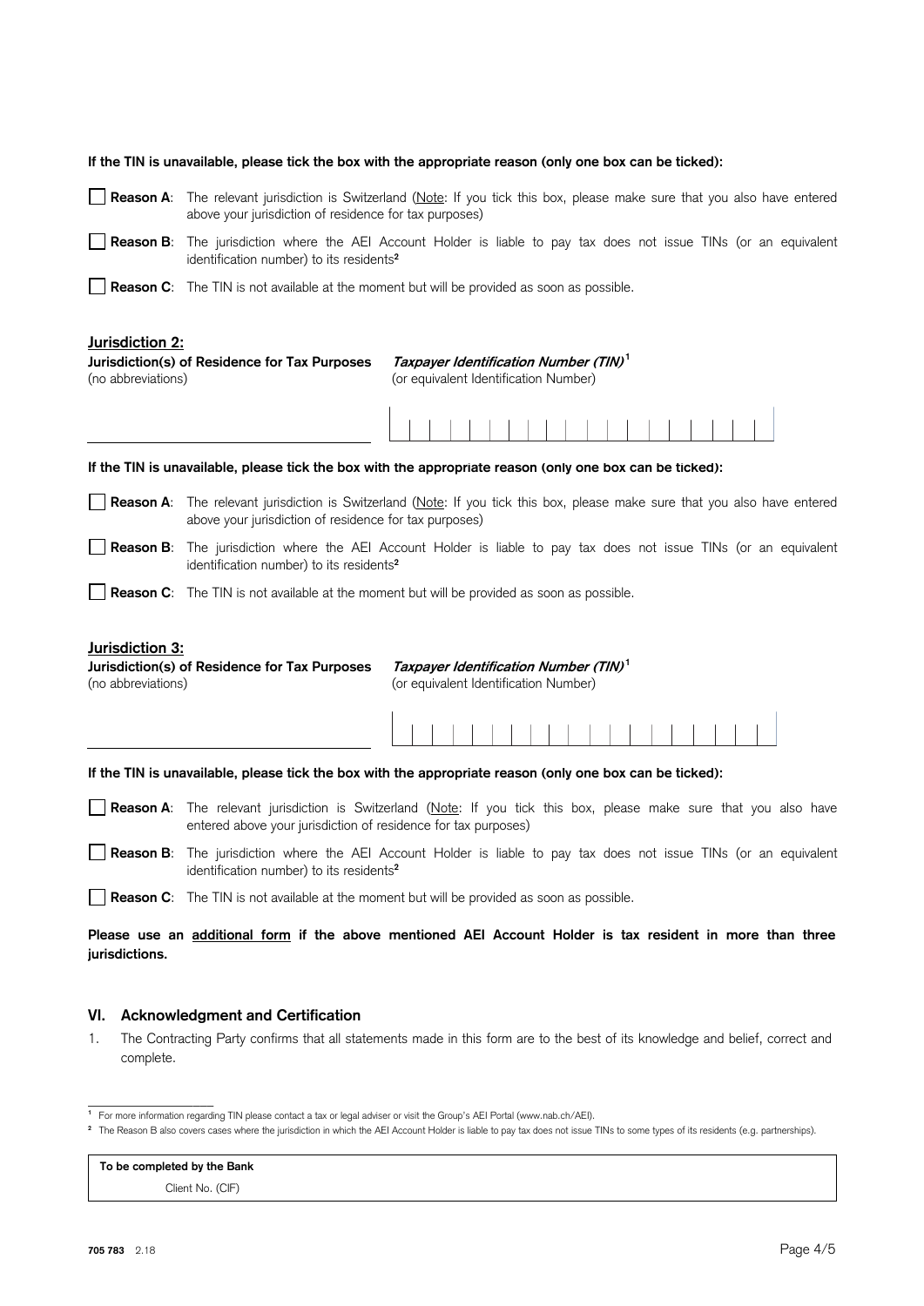**If the TIN is unavailable, please tick the box with the appropriate reason (only one box can be ticked):**

☐ **Reason A**: The relevant jurisdiction is Switzerland (Note: If you tick this box, please make sure that you also have entered above your jurisdiction of residence for tax purposes)

☐ **Reason B**: The jurisdiction where the AEI Account Holder is liable to pay tax does not issue TINs (or an equivalent identification number) to its residents[2]

☐ **Reason C**: The TIN is not available at the moment but will be provided as soon as possible.

**Jurisdiction 2:**

**Jurisdiction(s) of Residence for Tax Purposes** (no abbreviations)

___________________________

***Taxpayer Identification Number (TIN)***[1] (or equivalent Identification Number)

| | | | | | | | | | | | | | | | | | | |
|---|---|---|---|---|---|---|---|---|---|---|---|---|---|---|---|---|---|---|

**If the TIN is unavailable, please tick the box with the appropriate reason (only one box can be ticked):**

☐ **Reason A**: The relevant jurisdiction is Switzerland (Note: If you tick this box, please make sure that you also have entered above your jurisdiction of residence for tax purposes)

☐ **Reason B**: The jurisdiction where the AEI Account Holder is liable to pay tax does not issue TINs (or an equivalent identification number) to its residents[2]

☐ **Reason C**: The TIN is not available at the moment but will be provided as soon as possible.

**Jurisdiction 3:**

**Jurisdiction(s) of Residence for Tax Purposes** (no abbreviations)

___________________________

***Taxpayer Identification Number (TIN)***[1] (or equivalent Identification Number)

| | | | | | | | | | | | | | | | | | | |
|---|---|---|---|---|---|---|---|---|---|---|---|---|---|---|---|---|---|---|

**If the TIN is unavailable, please tick the box with the appropriate reason (only one box can be ticked):**

☐ **Reason A**: The relevant jurisdiction is Switzerland (Note: If you tick this box, please make sure that you also have entered above your jurisdiction of residence for tax purposes)

☐ **Reason B**: The jurisdiction where the AEI Account Holder is liable to pay tax does not issue TINs (or an equivalent identification number) to its residents[2]

☐ **Reason C**: The TIN is not available at the moment but will be provided as soon as possible.

**Please use an additional form if the above mentioned AEI Account Holder is tax resident in more than three jurisdictions.**

## VI. Acknowledgment and Certification

1. The Contracting Party confirms that all statements made in this form are to the best of its knowledge and belief, correct and complete.

---

[1] For more information regarding TIN please contact a tax or legal adviser or visit the Group's AEI Portal (www.nab.ch/AEI).

[2] The Reason B also covers cases where the jurisdiction in which the AEI Account Holder is liable to pay tax does not issue TINs to some types of its residents (e.g. partnerships).

| **To be completed by the Bank** |
|---|
| Client No. (CIF) |

705 783 2.18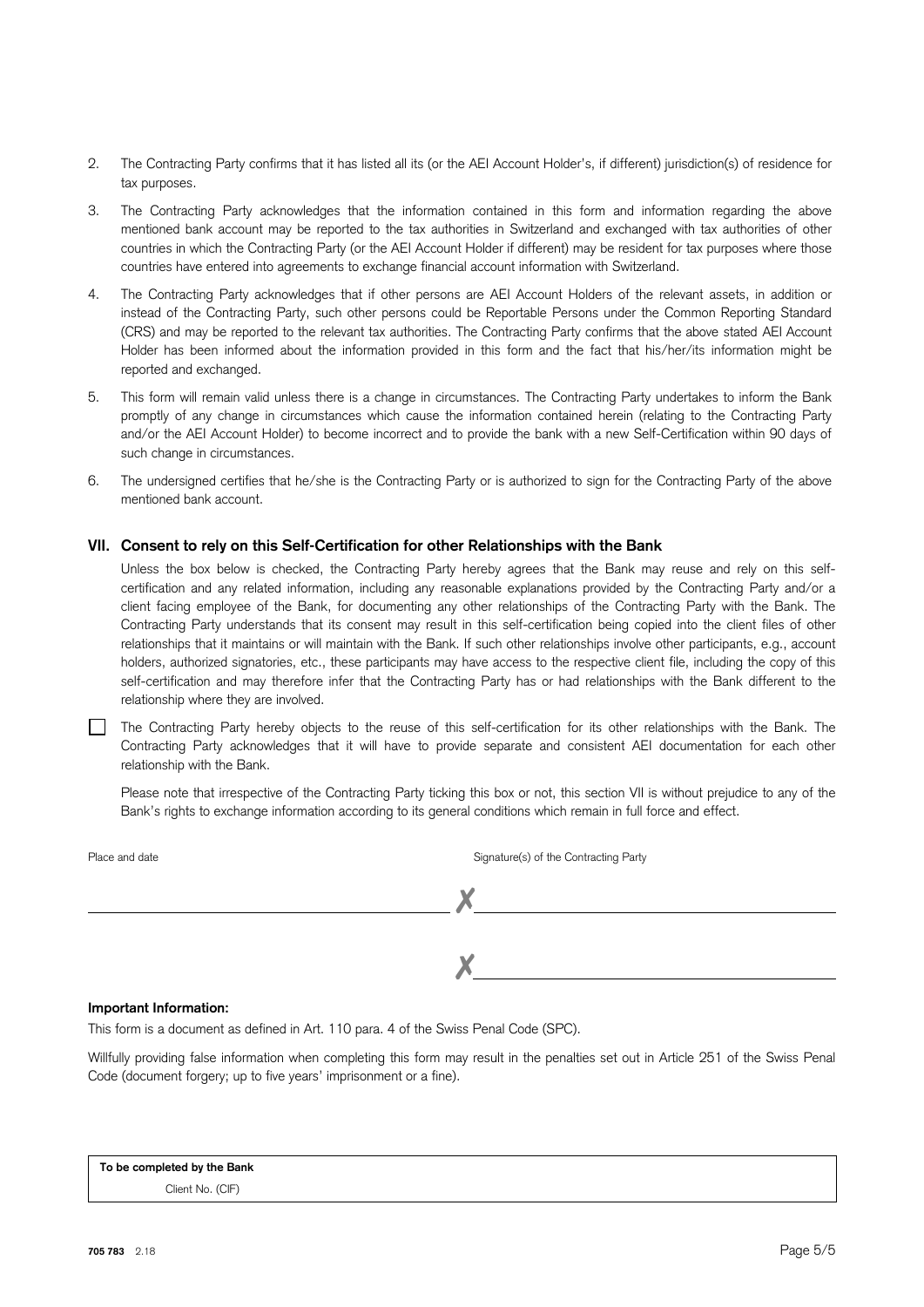2. The Contracting Party confirms that it has listed all its (or the AEI Account Holder's, if different) jurisdiction(s) of residence for tax purposes.
3. The Contracting Party acknowledges that the information contained in this form and information regarding the above mentioned bank account may be reported to the tax authorities in Switzerland and exchanged with tax authorities of other countries in which the Contracting Party (or the AEI Account Holder if different) may be resident for tax purposes where those countries have entered into agreements to exchange financial account information with Switzerland.
4. The Contracting Party acknowledges that if other persons are AEI Account Holders of the relevant assets, in addition or instead of the Contracting Party, such other persons could be Reportable Persons under the Common Reporting Standard (CRS) and may be reported to the relevant tax authorities. The Contracting Party confirms that the above stated AEI Account Holder has been informed about the information provided in this form and the fact that his/her/its information might be reported and exchanged.
5. This form will remain valid unless there is a change in circumstances. The Contracting Party undertakes to inform the Bank promptly of any change in circumstances which cause the information contained herein (relating to the Contracting Party and/or the AEI Account Holder) to become incorrect and to provide the bank with a new Self-Certification within 90 days of such change in circumstances.
6. The undersigned certifies that he/she is the Contracting Party or is authorized to sign for the Contracting Party of the above mentioned bank account.

## VII. Consent to rely on this Self-Certification for other Relationships with the Bank

Unless the box below is checked, the Contracting Party hereby agrees that the Bank may reuse and rely on this self-certification and any related information, including any reasonable explanations provided by the Contracting Party and/or a client facing employee of the Bank, for documenting any other relationships of the Contracting Party with the Bank. The Contracting Party understands that its consent may result in this self-certification being copied into the client files of other relationships that it maintains or will maintain with the Bank. If such other relationships involve other participants, e.g., account holders, authorized signatories, etc., these participants may have access to the respective client file, including the copy of this self-certification and may therefore infer that the Contracting Party has or had relationships with the Bank different to the relationship where they are involved.

☐ The Contracting Party hereby objects to the reuse of this self-certification for its other relationships with the Bank. The Contracting Party acknowledges that it will have to provide separate and consistent AEI documentation for each other relationship with the Bank.

Please note that irrespective of the Contracting Party ticking this box or not, this section VII is without prejudice to any of the Bank's rights to exchange information according to its general conditions which remain in full force and effect.

| Place and date | Signature(s) of the Contracting Party |
|---|---|
| ____________________ | ✗ ____________________ |
| | ✗ ____________________ |

**Important Information:**

This form is a document as defined in Art. 110 para. 4 of the Swiss Penal Code (SPC).

Willfully providing false information when completing this form may result in the penalties set out in Article 251 of the Swiss Penal Code (document forgery; up to five years' imprisonment or a fine).

| **To be completed by the Bank** |
|---|
| Client No. (CIF) |

**705 783** 2.18